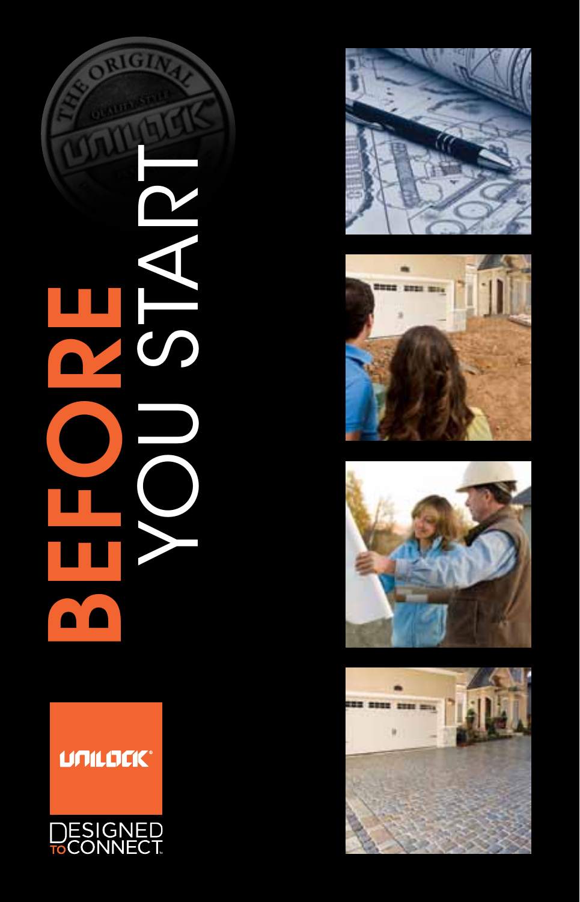# BEFORE YOU START

UNILOCK

DESIGNED TO CONNECT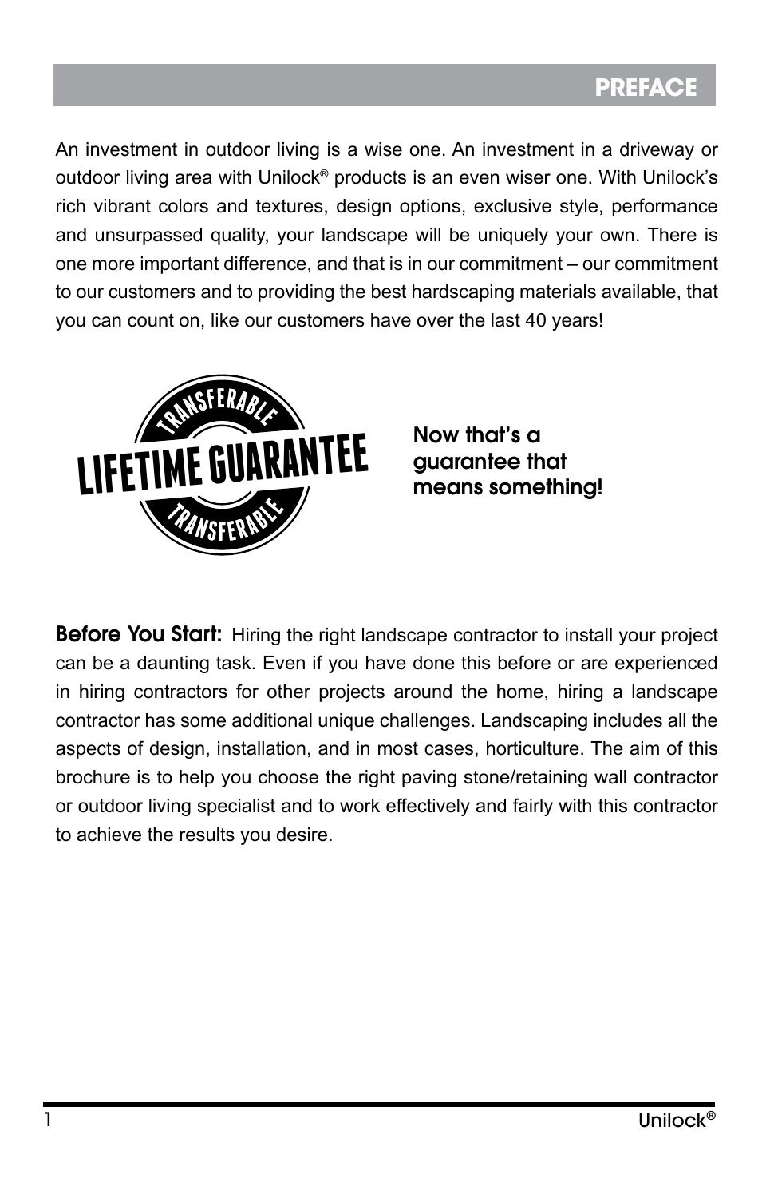## PREFACE

An investment in outdoor living is a wise one. An investment in a driveway or outdoor living area with Unilock® products is an even wiser one. With Unilock's rich vibrant colors and textures, design options, exclusive style, performance and unsurpassed quality, your landscape will be uniquely your own. There is one more important difference, and that is in our commitment – our commitment to our customers and to providing the best hardscaping materials available, that you can count on, like our customers have over the last 40 years!

TRANSFERABLE LIFETIME GUARANTEE TRANSFERABLE

**Now that's a guarantee that means something!**

**Before You Start:** Hiring the right landscape contractor to install your project can be a daunting task. Even if you have done this before or are experienced in hiring contractors for other projects around the home, hiring a landscape contractor has some additional unique challenges. Landscaping includes all the aspects of design, installation, and in most cases, horticulture. The aim of this brochure is to help you choose the right paving stone/retaining wall contractor or outdoor living specialist and to work effectively and fairly with this contractor to achieve the results you desire.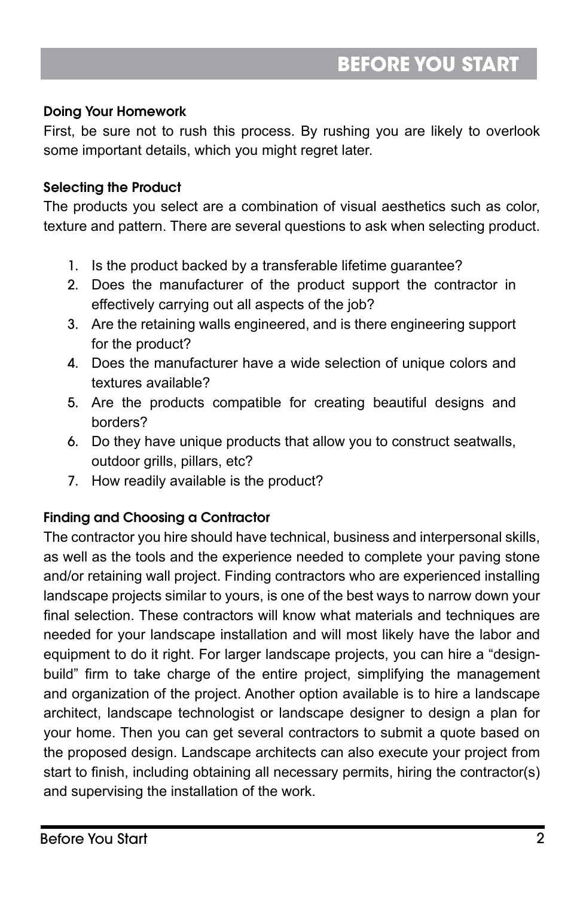# BEFORE YOU START

### Doing Your Homework

First, be sure not to rush this process. By rushing you are likely to overlook some important details, which you might regret later.

### Selecting the Product

The products you select are a combination of visual aesthetics such as color, texture and pattern. There are several questions to ask when selecting product.

1. Is the product backed by a transferable lifetime guarantee?
2. Does the manufacturer of the product support the contractor in effectively carrying out all aspects of the job?
3. Are the retaining walls engineered, and is there engineering support for the product?
4. Does the manufacturer have a wide selection of unique colors and textures available?
5. Are the products compatible for creating beautiful designs and borders?
6. Do they have unique products that allow you to construct seatwalls, outdoor grills, pillars, etc?
7. How readily available is the product?

### Finding and Choosing a Contractor

The contractor you hire should have technical, business and interpersonal skills, as well as the tools and the experience needed to complete your paving stone and/or retaining wall project. Finding contractors who are experienced installing landscape projects similar to yours, is one of the best ways to narrow down your final selection. These contractors will know what materials and techniques are needed for your landscape installation and will most likely have the labor and equipment to do it right. For larger landscape projects, you can hire a "design-build" firm to take charge of the entire project, simplifying the management and organization of the project. Another option available is to hire a landscape architect, landscape technologist or landscape designer to design a plan for your home. Then you can get several contractors to submit a quote based on the proposed design. Landscape architects can also execute your project from start to finish, including obtaining all necessary permits, hiring the contractor(s) and supervising the installation of the work.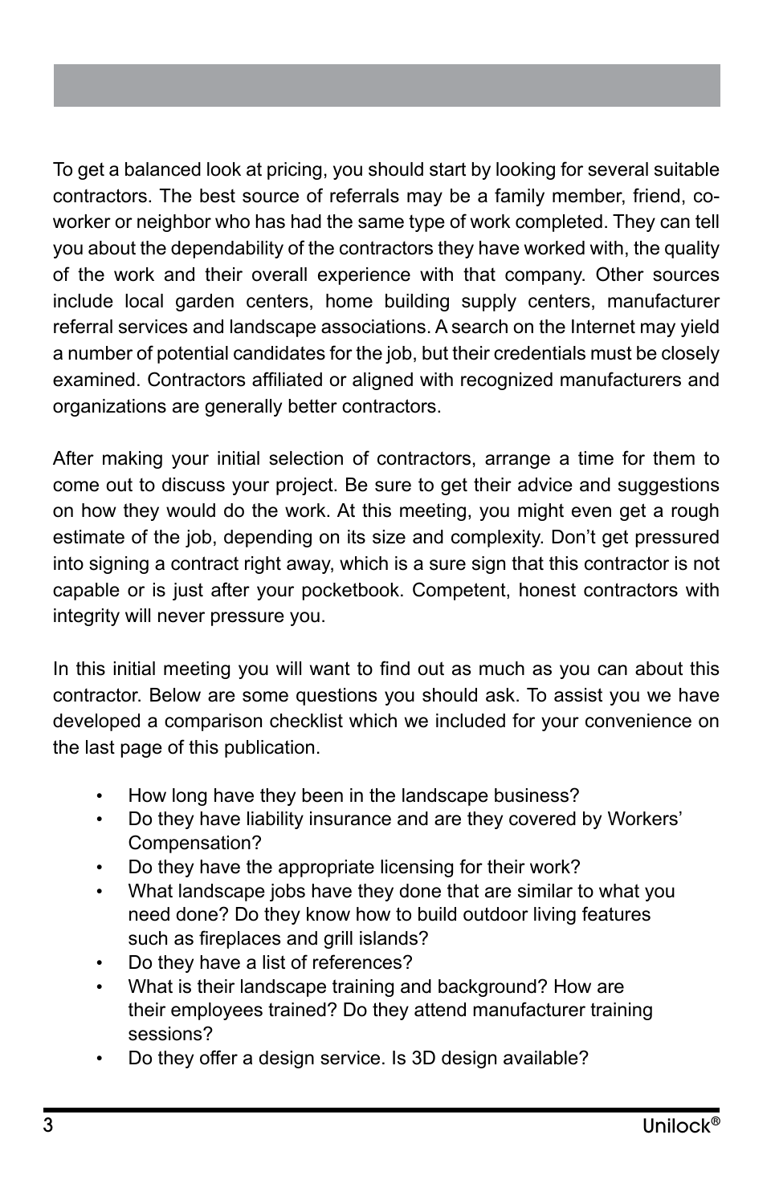To get a balanced look at pricing, you should start by looking for several suitable contractors. The best source of referrals may be a family member, friend, co-worker or neighbor who has had the same type of work completed. They can tell you about the dependability of the contractors they have worked with, the quality of the work and their overall experience with that company. Other sources include local garden centers, home building supply centers, manufacturer referral services and landscape associations. A search on the Internet may yield a number of potential candidates for the job, but their credentials must be closely examined. Contractors affiliated or aligned with recognized manufacturers and organizations are generally better contractors.

After making your initial selection of contractors, arrange a time for them to come out to discuss your project. Be sure to get their advice and suggestions on how they would do the work. At this meeting, you might even get a rough estimate of the job, depending on its size and complexity. Don't get pressured into signing a contract right away, which is a sure sign that this contractor is not capable or is just after your pocketbook. Competent, honest contractors with integrity will never pressure you.

In this initial meeting you will want to find out as much as you can about this contractor. Below are some questions you should ask. To assist you we have developed a comparison checklist which we included for your convenience on the last page of this publication.

- How long have they been in the landscape business?
- Do they have liability insurance and are they covered by Workers' Compensation?
- Do they have the appropriate licensing for their work?
- What landscape jobs have they done that are similar to what you need done? Do they know how to build outdoor living features such as fireplaces and grill islands?
- Do they have a list of references?
- What is their landscape training and background? How are their employees trained? Do they attend manufacturer training sessions?
- Do they offer a design service. Is 3D design available?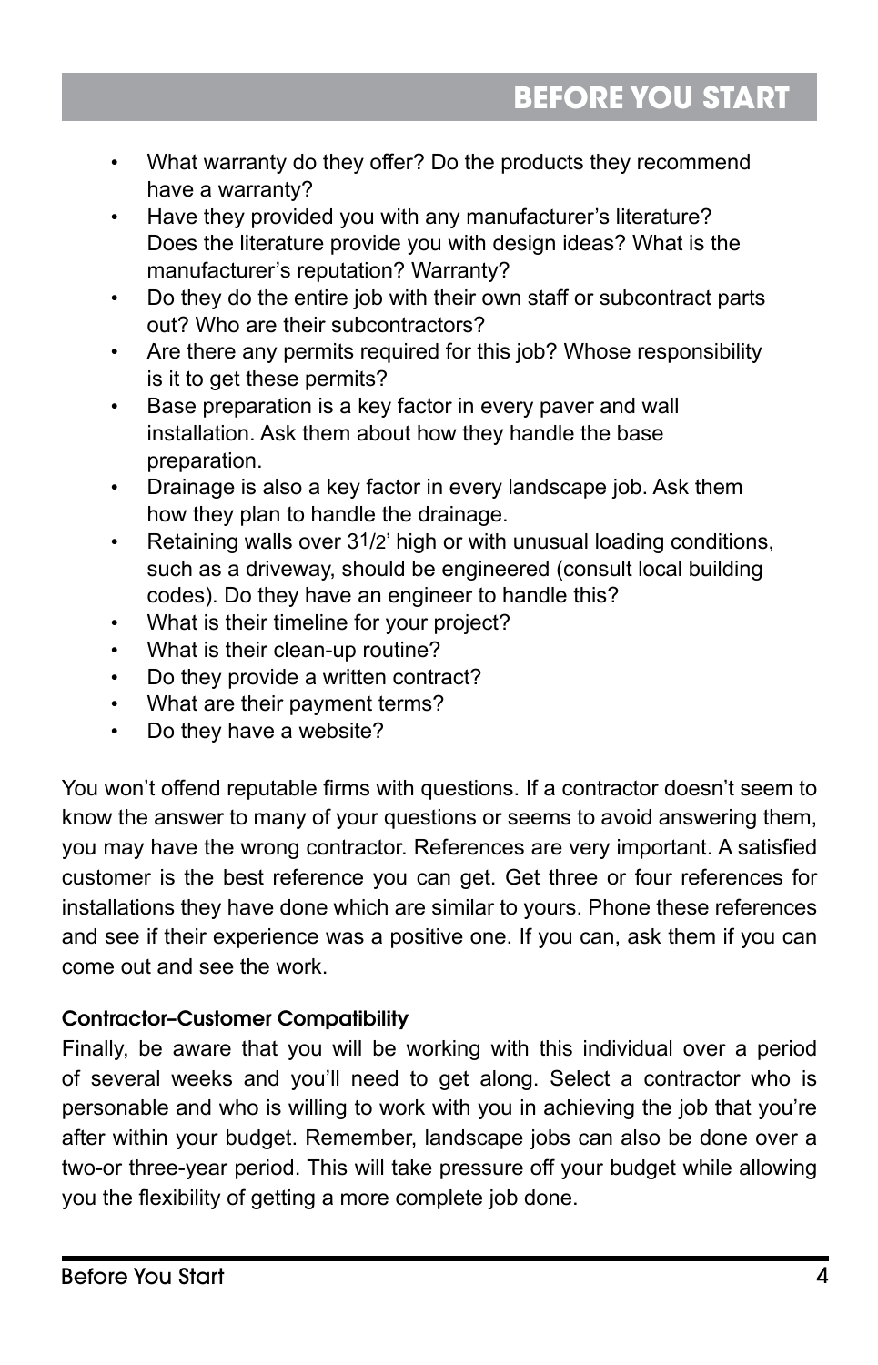- What warranty do they offer? Do the products they recommend have a warranty?
- Have they provided you with any manufacturer's literature? Does the literature provide you with design ideas? What is the manufacturer's reputation? Warranty?
- Do they do the entire job with their own staff or subcontract parts out? Who are their subcontractors?
- Are there any permits required for this job? Whose responsibility is it to get these permits?
- Base preparation is a key factor in every paver and wall installation. Ask them about how they handle the base preparation.
- Drainage is also a key factor in every landscape job. Ask them how they plan to handle the drainage.
- Retaining walls over 3 1/2' high or with unusual loading conditions, such as a driveway, should be engineered (consult local building codes). Do they have an engineer to handle this?
- What is their timeline for your project?
- What is their clean-up routine?
- Do they provide a written contract?
- What are their payment terms?
- Do they have a website?

You won't offend reputable firms with questions. If a contractor doesn't seem to know the answer to many of your questions or seems to avoid answering them, you may have the wrong contractor. References are very important. A satisfied customer is the best reference you can get. Get three or four references for installations they have done which are similar to yours. Phone these references and see if their experience was a positive one. If you can, ask them if you can come out and see the work.

### Contractor-Customer Compatibility

Finally, be aware that you will be working with this individual over a period of several weeks and you'll need to get along. Select a contractor who is personable and who is willing to work with you in achieving the job that you're after within your budget. Remember, landscape jobs can also be done over a two-or three-year period. This will take pressure off your budget while allowing you the flexibility of getting a more complete job done.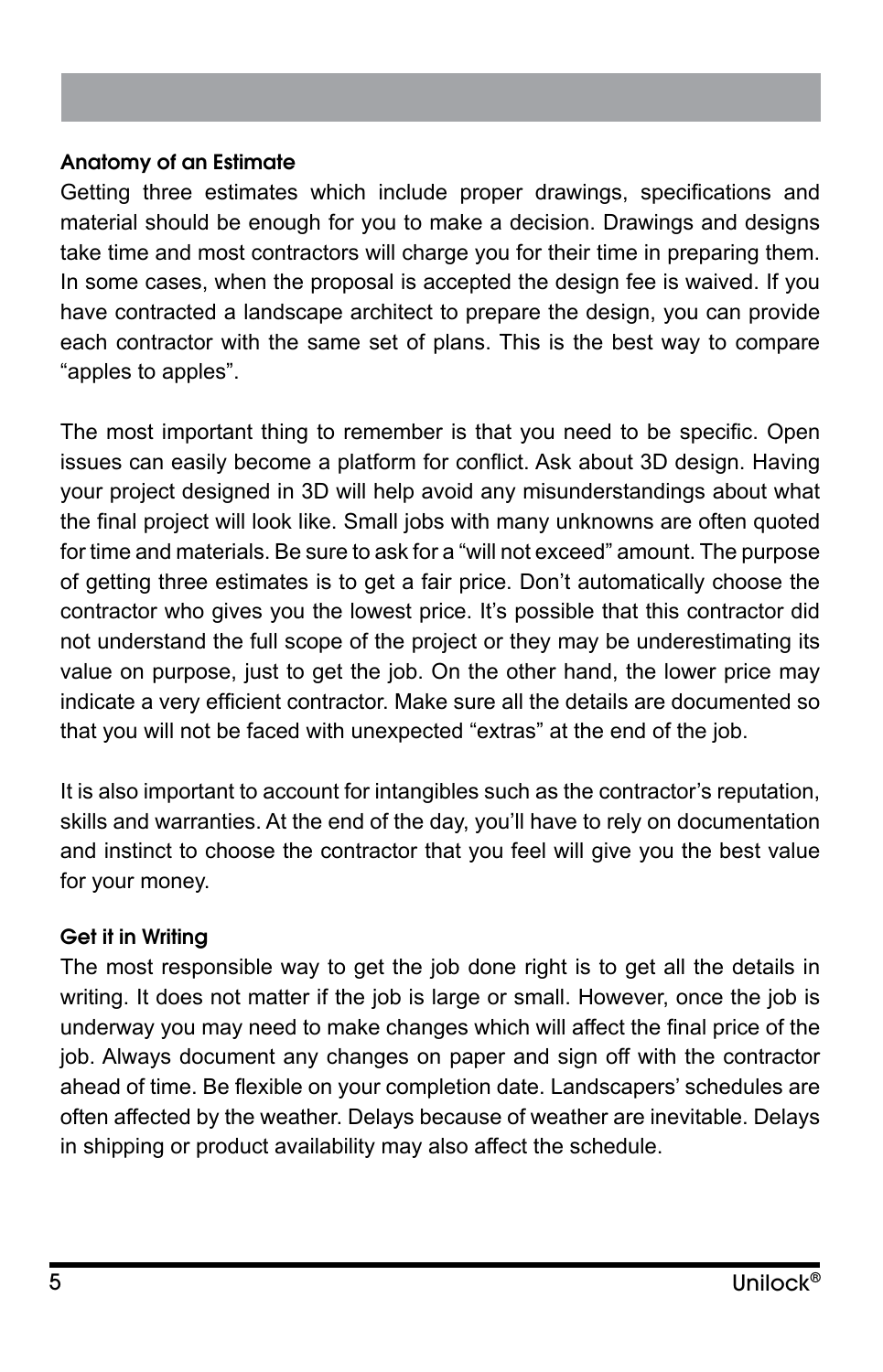## Anatomy of an Estimate

Getting three estimates which include proper drawings, specifications and material should be enough for you to make a decision. Drawings and designs take time and most contractors will charge you for their time in preparing them. In some cases, when the proposal is accepted the design fee is waived. If you have contracted a landscape architect to prepare the design, you can provide each contractor with the same set of plans. This is the best way to compare “apples to apples”.

The most important thing to remember is that you need to be specific. Open issues can easily become a platform for conflict. Ask about 3D design. Having your project designed in 3D will help avoid any misunderstandings about what the final project will look like. Small jobs with many unknowns are often quoted for time and materials. Be sure to ask for a “will not exceed” amount. The purpose of getting three estimates is to get a fair price. Don’t automatically choose the contractor who gives you the lowest price. It’s possible that this contractor did not understand the full scope of the project or they may be underestimating its value on purpose, just to get the job. On the other hand, the lower price may indicate a very efficient contractor. Make sure all the details are documented so that you will not be faced with unexpected “extras” at the end of the job.

It is also important to account for intangibles such as the contractor’s reputation, skills and warranties. At the end of the day, you’ll have to rely on documentation and instinct to choose the contractor that you feel will give you the best value for your money.

## Get it in Writing

The most responsible way to get the job done right is to get all the details in writing. It does not matter if the job is large or small. However, once the job is underway you may need to make changes which will affect the final price of the job. Always document any changes on paper and sign off with the contractor ahead of time. Be flexible on your completion date. Landscapers’ schedules are often affected by the weather. Delays because of weather are inevitable. Delays in shipping or product availability may also affect the schedule.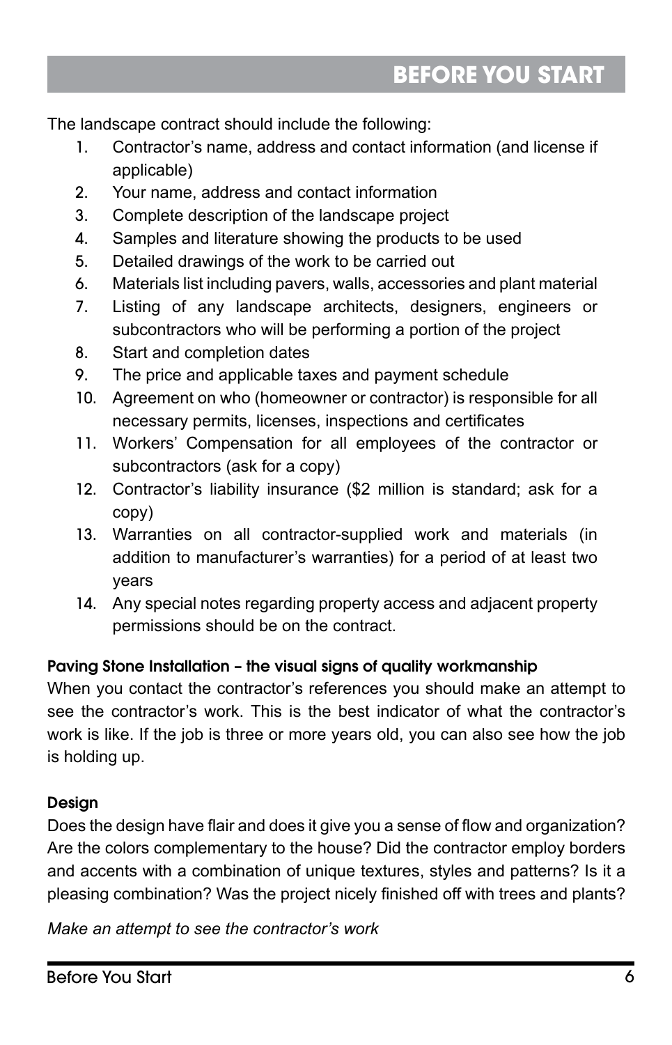The landscape contract should include the following:

1. Contractor's name, address and contact information (and license if applicable)
2. Your name, address and contact information
3. Complete description of the landscape project
4. Samples and literature showing the products to be used
5. Detailed drawings of the work to be carried out
6. Materials list including pavers, walls, accessories and plant material
7. Listing of any landscape architects, designers, engineers or subcontractors who will be performing a portion of the project
8. Start and completion dates
9. The price and applicable taxes and payment schedule
10. Agreement on who (homeowner or contractor) is responsible for all necessary permits, licenses, inspections and certificates
11. Workers' Compensation for all employees of the contractor or subcontractors (ask for a copy)
12. Contractor's liability insurance ($2 million is standard; ask for a copy)
13. Warranties on all contractor-supplied work and materials (in addition to manufacturer's warranties) for a period of at least two years
14. Any special notes regarding property access and adjacent property permissions should be on the contract.

### Paving Stone Installation – the visual signs of quality workmanship

When you contact the contractor's references you should make an attempt to see the contractor's work. This is the best indicator of what the contractor's work is like. If the job is three or more years old, you can also see how the job is holding up.

### Design

Does the design have flair and does it give you a sense of flow and organization? Are the colors complementary to the house? Did the contractor employ borders and accents with a combination of unique textures, styles and patterns? Is it a pleasing combination? Was the project nicely finished off with trees and plants?

*Make an attempt to see the contractor's work*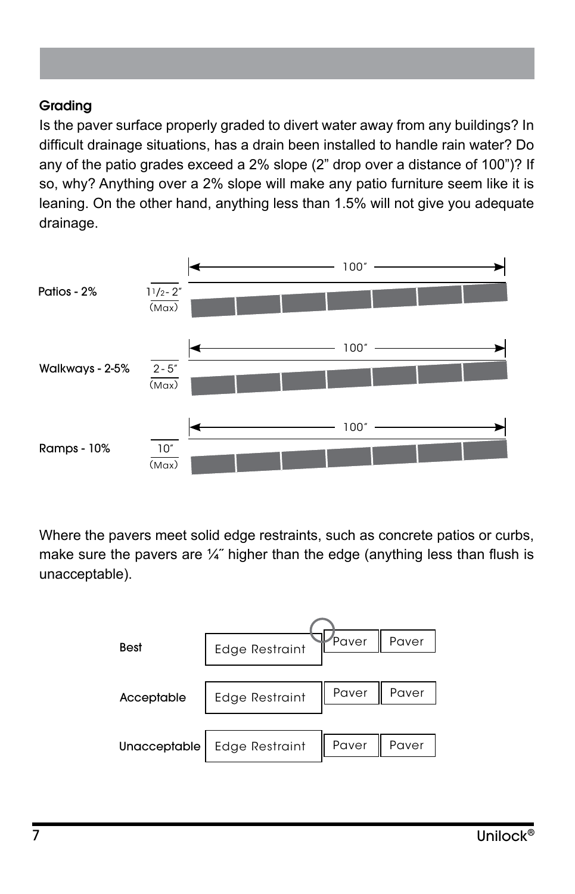**Grading**

Is the paver surface properly graded to divert water away from any buildings? In difficult drainage situations, has a drain been installed to handle rain water? Do any of the patio grades exceed a 2% slope (2” drop over a distance of 100”)? If so, why? Anything over a 2% slope will make any patio furniture seem like it is leaning. On the other hand, anything less than 1.5% will not give you adequate drainage.

Patios - 2% — 1 1/2 - 2″ (Max) — 100″

Walkways - 2-5% — 2 - 5″ (Max) — 100″

Ramps - 10% — 10″ (Max) — 100″

Where the pavers meet solid edge restraints, such as concrete patios or curbs, make sure the pavers are ¼″ higher than the edge (anything less than flush is unacceptable).

Best — Edge Restraint | Paver | Paver

Acceptable — Edge Restraint | Paver | Paver

Unacceptable — Edge Restraint | Paver | Paver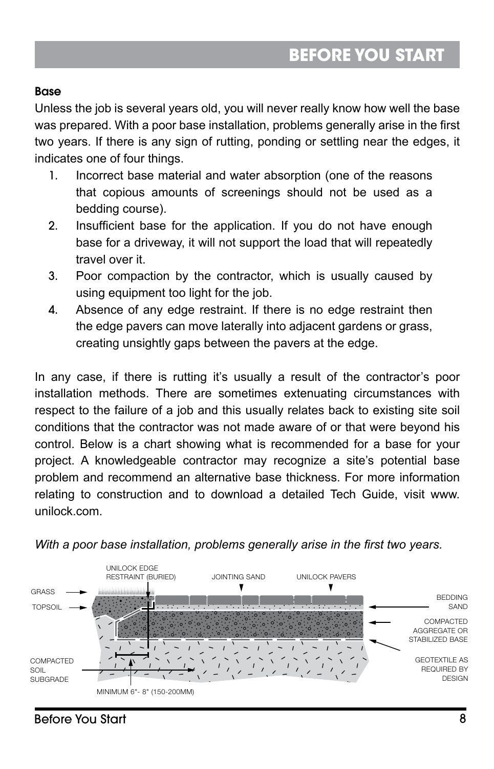# BEFORE YOU START

### Base

Unless the job is several years old, you will never really know how well the base was prepared. With a poor base installation, problems generally arise in the first two years. If there is any sign of rutting, ponding or settling near the edges, it indicates one of four things.

1. Incorrect base material and water absorption (one of the reasons that copious amounts of screenings should not be used as a bedding course).
2. Insufficient base for the application. If you do not have enough base for a driveway, it will not support the load that will repeatedly travel over it.
3. Poor compaction by the contractor, which is usually caused by using equipment too light for the job.
4. Absence of any edge restraint. If there is no edge restraint then the edge pavers can move laterally into adjacent gardens or grass, creating unsightly gaps between the pavers at the edge.

In any case, if there is rutting it's usually a result of the contractor's poor installation methods. There are sometimes extenuating circumstances with respect to the failure of a job and this usually relates back to existing site soil conditions that the contractor was not made aware of or that were beyond his control. Below is a chart showing what is recommended for a base for your project. A knowledgeable contractor may recognize a site's potential base problem and recommend an alternative base thickness. For more information relating to construction and to download a detailed Tech Guide, visit www.unilock.com.

*With a poor base installation, problems generally arise in the first two years.*

UNILOCK EDGE RESTRAINT (BURIED)
JOINTING SAND
UNILOCK PAVERS
GRASS
TOPSOIL
BEDDING SAND
COMPACTED AGGREGATE OR STABILIZED BASE
GEOTEXTILE AS REQUIRED BY DESIGN
COMPACTED SOIL SUBGRADE
MINIMUM 6"- 8" (150-200MM)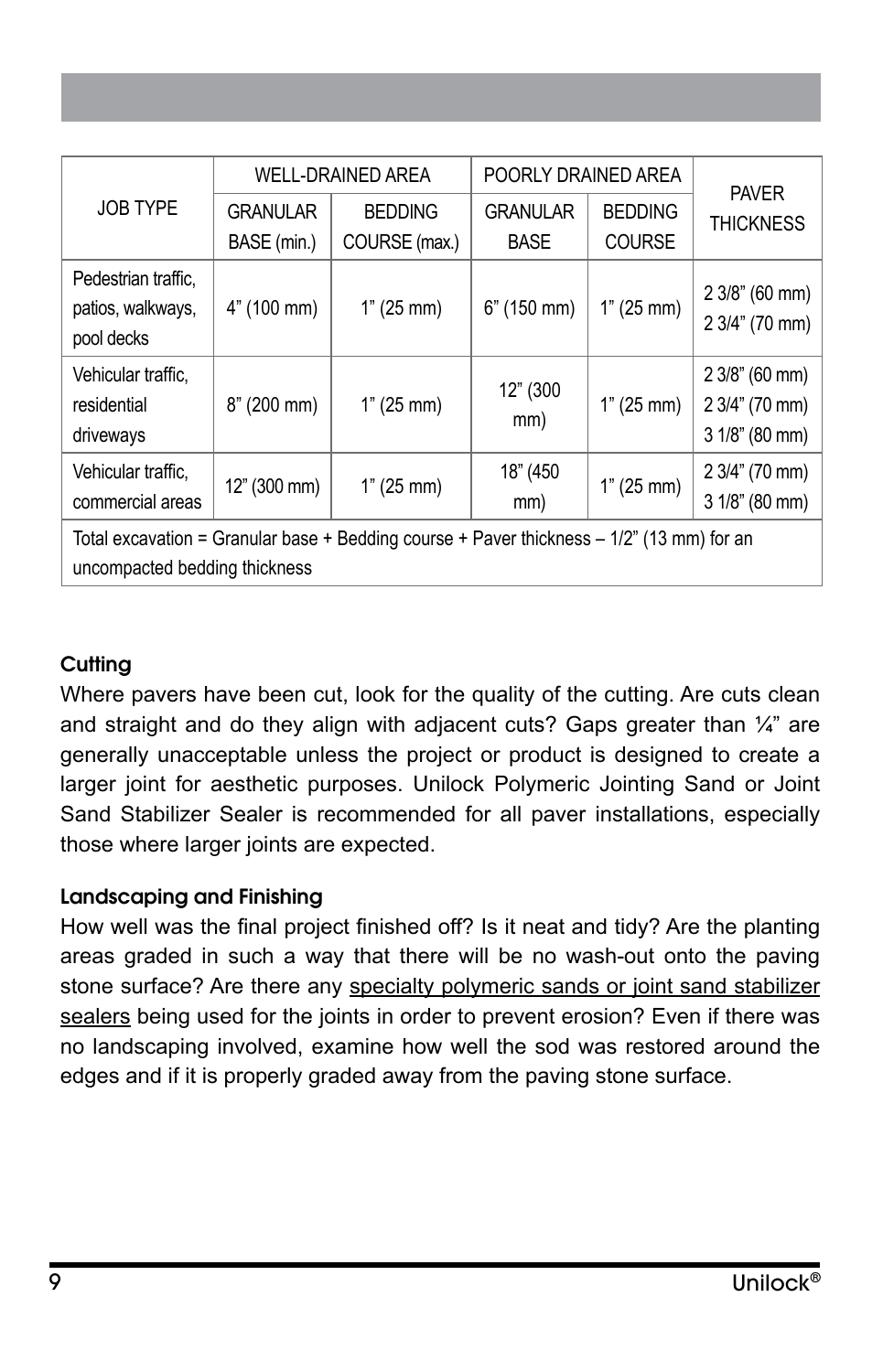| JOB TYPE | WELL-DRAINED AREA | | POORLY DRAINED AREA | | PAVER THICKNESS |
|---|---|---|---|---|---|
| | GRANULAR BASE (min.) | BEDDING COURSE (max.) | GRANULAR BASE | BEDDING COURSE | |
| Pedestrian traffic, patios, walkways, pool decks | 4" (100 mm) | 1" (25 mm) | 6" (150 mm) | 1" (25 mm) | 2 3/8" (60 mm) 2 3/4" (70 mm) |
| Vehicular traffic, residential driveways | 8" (200 mm) | 1" (25 mm) | 12" (300 mm) | 1" (25 mm) | 2 3/8" (60 mm) 2 3/4" (70 mm) 3 1/8" (80 mm) |
| Vehicular traffic, commercial areas | 12" (300 mm) | 1" (25 mm) | 18" (450 mm) | 1" (25 mm) | 2 3/4" (70 mm) 3 1/8" (80 mm) |
| Total excavation = Granular base + Bedding course + Paver thickness – 1/2" (13 mm) for an uncompacted bedding thickness | | | | | |

#### Cutting

Where pavers have been cut, look for the quality of the cutting. Are cuts clean and straight and do they align with adjacent cuts? Gaps greater than ¼" are generally unacceptable unless the project or product is designed to create a larger joint for aesthetic purposes. Unilock Polymeric Jointing Sand or Joint Sand Stabilizer Sealer is recommended for all paver installations, especially those where larger joints are expected.

#### Landscaping and Finishing

How well was the final project finished off? Is it neat and tidy? Are the planting areas graded in such a way that there will be no wash-out onto the paving stone surface? Are there any specialty polymeric sands or joint sand stabilizer sealers being used for the joints in order to prevent erosion? Even if there was no landscaping involved, examine how well the sod was restored around the edges and if it is properly graded away from the paving stone surface.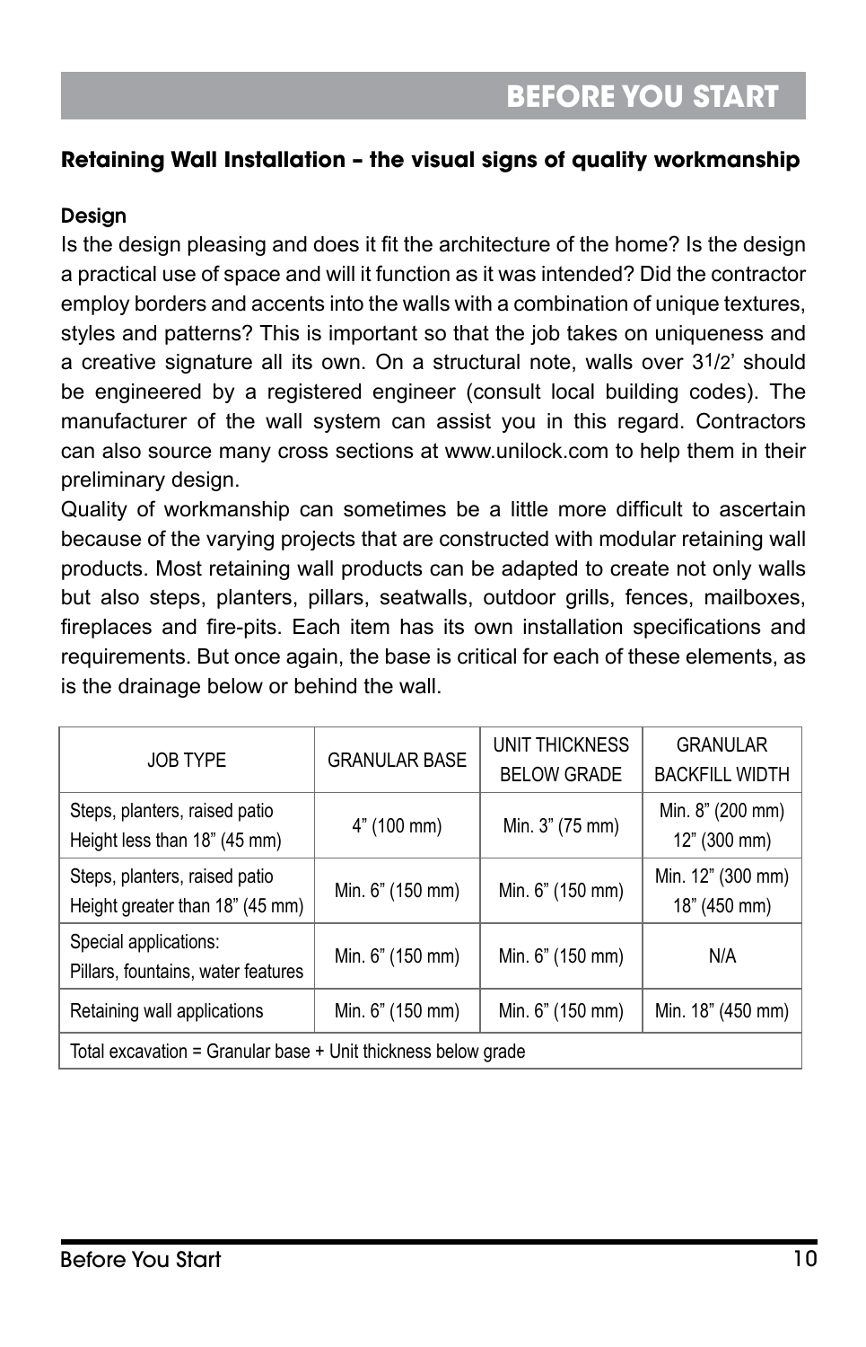# BEFORE YOU START

**Retaining Wall Installation – the visual signs of quality workmanship**

### Design

Is the design pleasing and does it fit the architecture of the home? Is the design a practical use of space and will it function as it was intended? Did the contractor employ borders and accents into the walls with a combination of unique textures, styles and patterns? This is important so that the job takes on uniqueness and a creative signature all its own. On a structural note, walls over 31/2' should be engineered by a registered engineer (consult local building codes). The manufacturer of the wall system can assist you in this regard. Contractors can also source many cross sections at www.unilock.com to help them in their preliminary design.

Quality of workmanship can sometimes be a little more difficult to ascertain because of the varying projects that are constructed with modular retaining wall products. Most retaining wall products can be adapted to create not only walls but also steps, planters, pillars, seatwalls, outdoor grills, fences, mailboxes, fireplaces and fire-pits. Each item has its own installation specifications and requirements. But once again, the base is critical for each of these elements, as is the drainage below or behind the wall.

| JOB TYPE | GRANULAR BASE | UNIT THICKNESS BELOW GRADE | GRANULAR BACKFILL WIDTH |
|---|---|---|---|
| Steps, planters, raised patio Height less than 18” (45 mm) | 4” (100 mm) | Min. 3” (75 mm) | Min. 8” (200 mm) 12” (300 mm) |
| Steps, planters, raised patio Height greater than 18” (45 mm) | Min. 6” (150 mm) | Min. 6” (150 mm) | Min. 12” (300 mm) 18” (450 mm) |
| Special applications: Pillars, fountains, water features | Min. 6” (150 mm) | Min. 6” (150 mm) | N/A |
| Retaining wall applications | Min. 6” (150 mm) | Min. 6” (150 mm) | Min. 18” (450 mm) |
| Total excavation = Granular base + Unit thickness below grade | | | |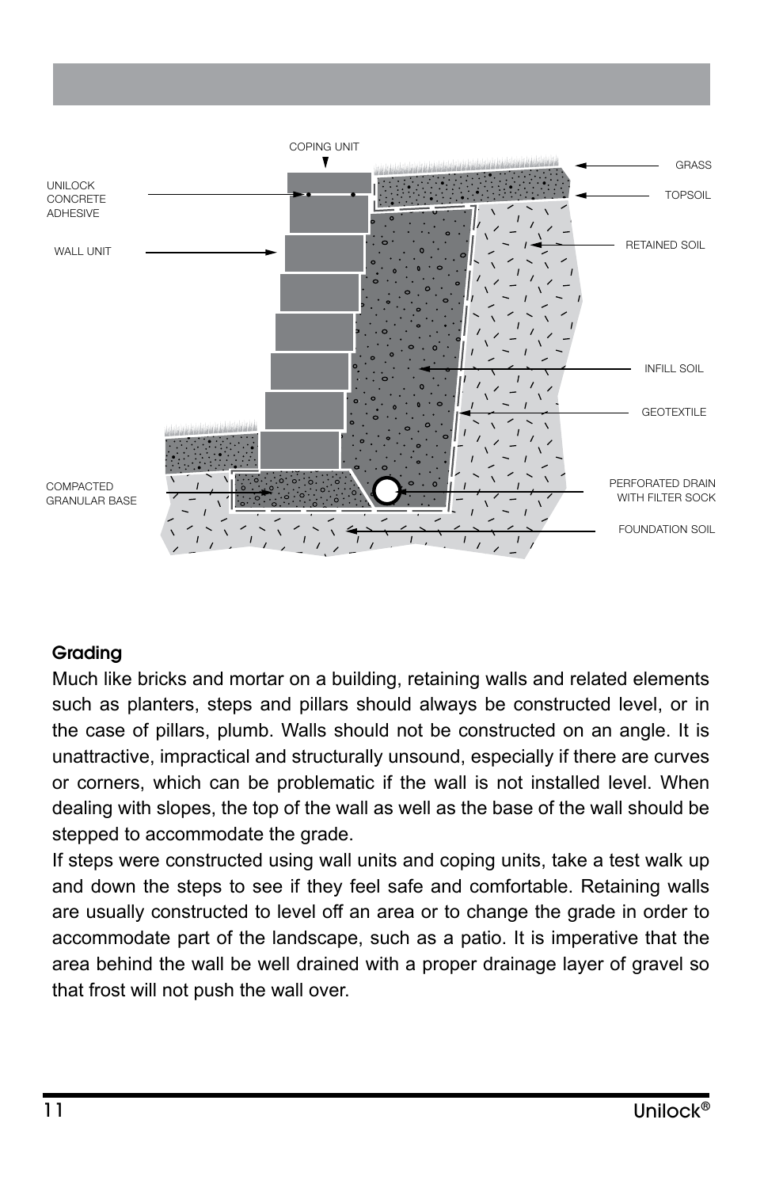COPING UNIT

UNILOCK CONCRETE ADHESIVE

WALL UNIT

GRASS

TOPSOIL

RETAINED SOIL

INFILL SOIL

GEOTEXTILE

COMPACTED GRANULAR BASE

PERFORATED DRAIN WITH FILTER SOCK

FOUNDATION SOIL

**Grading**

Much like bricks and mortar on a building, retaining walls and related elements such as planters, steps and pillars should always be constructed level, or in the case of pillars, plumb. Walls should not be constructed on an angle. It is unattractive, impractical and structurally unsound, especially if there are curves or corners, which can be problematic if the wall is not installed level. When dealing with slopes, the top of the wall as well as the base of the wall should be stepped to accommodate the grade.

If steps were constructed using wall units and coping units, take a test walk up and down the steps to see if they feel safe and comfortable. Retaining walls are usually constructed to level off an area or to change the grade in order to accommodate part of the landscape, such as a patio. It is imperative that the area behind the wall be well drained with a proper drainage layer of gravel so that frost will not push the wall over.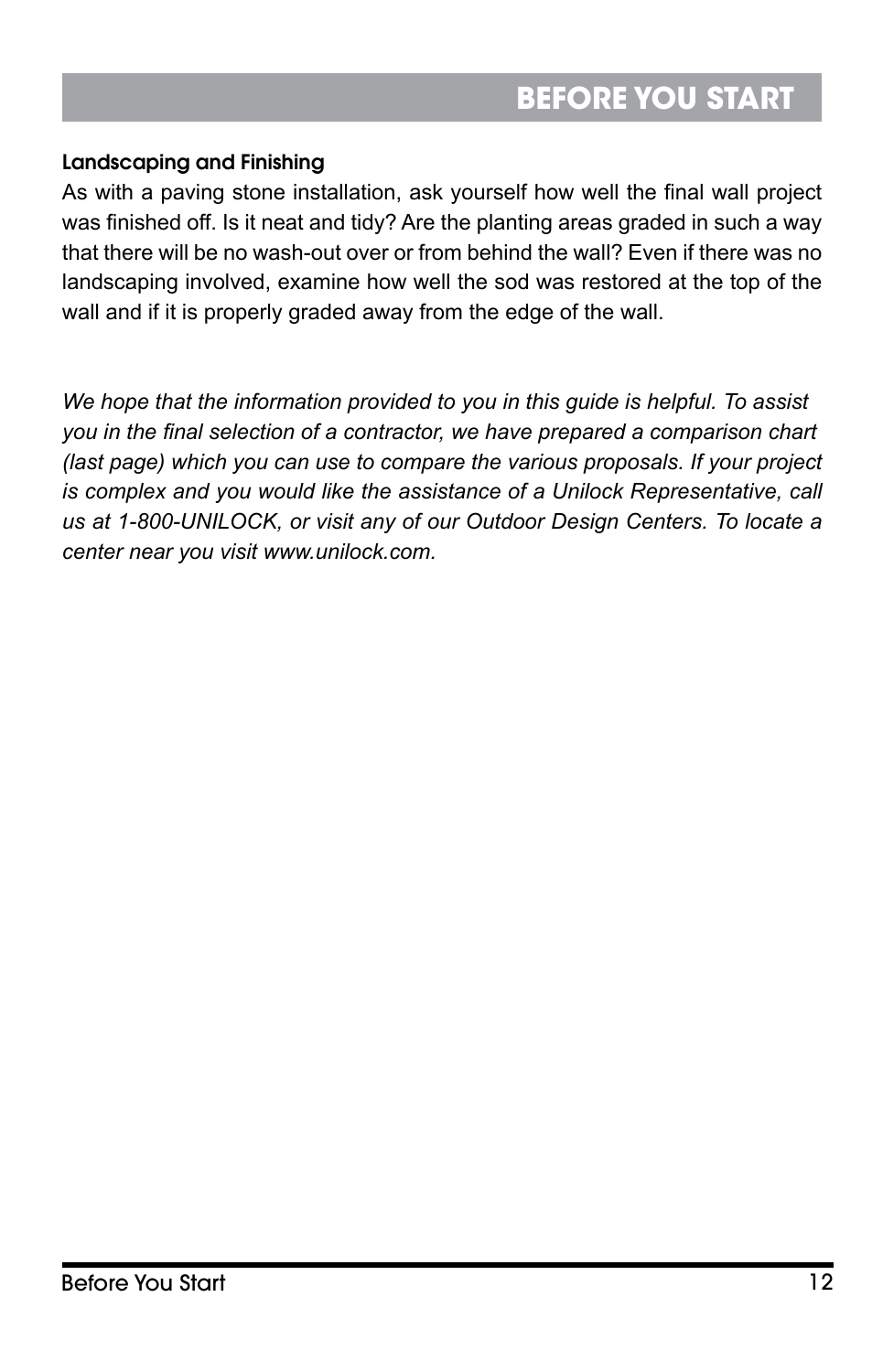## BEFORE YOU START

### Landscaping and Finishing

As with a paving stone installation, ask yourself how well the final wall project was finished off. Is it neat and tidy? Are the planting areas graded in such a way that there will be no wash-out over or from behind the wall? Even if there was no landscaping involved, examine how well the sod was restored at the top of the wall and if it is properly graded away from the edge of the wall.

*We hope that the information provided to you in this guide is helpful. To assist you in the final selection of a contractor, we have prepared a comparison chart (last page) which you can use to compare the various proposals. If your project is complex and you would like the assistance of a Unilock Representative, call us at 1-800-UNILOCK, or visit any of our Outdoor Design Centers. To locate a center near you visit www.unilock.com.*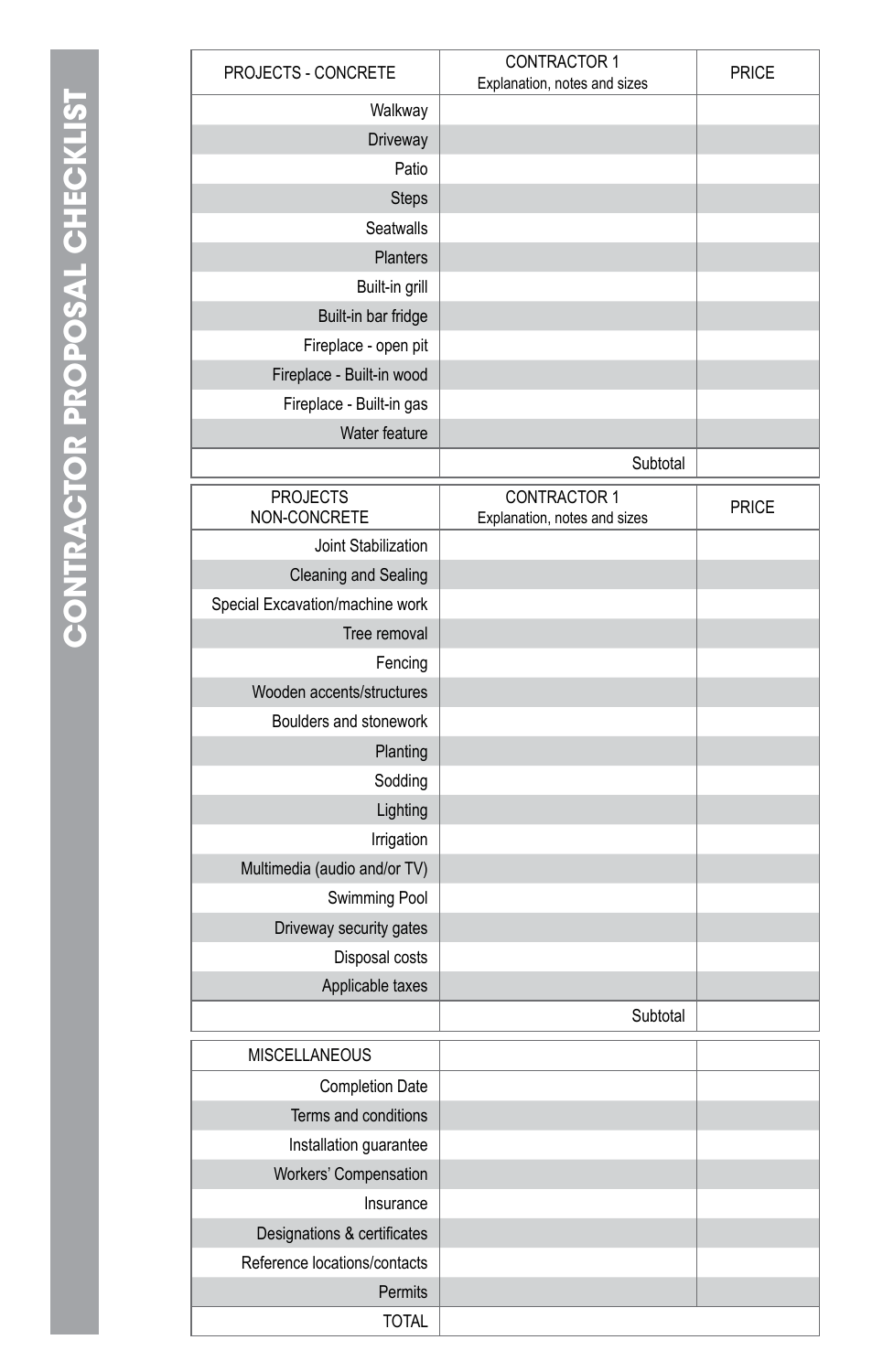# CONTRACTOR PROPOSAL CHECKLIST

| PROJECTS - CONCRETE | CONTRACTOR 1 Explanation, notes and sizes | PRICE |
| --- | --- | --- |
| Walkway | | |
| Driveway | | |
| Patio | | |
| Steps | | |
| Seatwalls | | |
| Planters | | |
| Built-in grill | | |
| Built-in bar fridge | | |
| Fireplace - open pit | | |
| Fireplace - Built-in wood | | |
| Fireplace - Built-in gas | | |
| Water feature | | |
| | Subtotal | |

| PROJECTS NON-CONCRETE | CONTRACTOR 1 Explanation, notes and sizes | PRICE |
| --- | --- | --- |
| Joint Stabilization | | |
| Cleaning and Sealing | | |
| Special Excavation/machine work | | |
| Tree removal | | |
| Fencing | | |
| Wooden accents/structures | | |
| Boulders and stonework | | |
| Planting | | |
| Sodding | | |
| Lighting | | |
| Irrigation | | |
| Multimedia (audio and/or TV) | | |
| Swimming Pool | | |
| Driveway security gates | | |
| Disposal costs | | |
| Applicable taxes | | |
| | Subtotal | |

| MISCELLANEOUS | | |
| --- | --- | --- |
| Completion Date | | |
| Terms and conditions | | |
| Installation guarantee | | |
| Workers' Compensation | | |
| Insurance | | |
| Designations & certificates | | |
| Reference locations/contacts | | |
| Permits | | |
| TOTAL | | |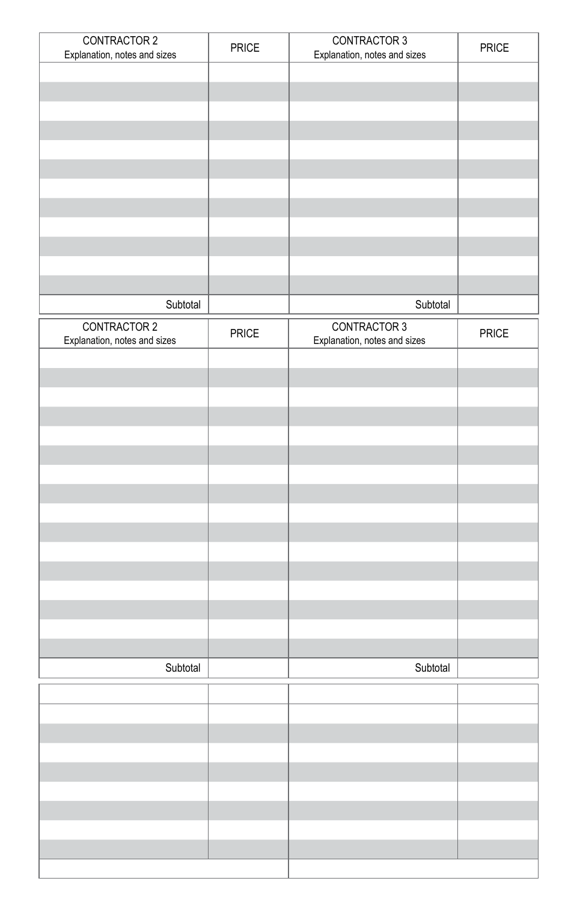| CONTRACTOR 2<br>Explanation, notes and sizes | PRICE | CONTRACTOR 3<br>Explanation, notes and sizes | PRICE |
| --- | --- | --- | --- |
| | | | |
| | | | |
| | | | |
| | | | |
| | | | |
| | | | |
| | | | |
| | | | |
| | | | |
| | | | |
| | | | |
| | | | |
| Subtotal | | Subtotal | |

| CONTRACTOR 2<br>Explanation, notes and sizes | PRICE | CONTRACTOR 3<br>Explanation, notes and sizes | PRICE |
| --- | --- | --- | --- |
| | | | |
| | | | |
| | | | |
| | | | |
| | | | |
| | | | |
| | | | |
| | | | |
| | | | |
| | | | |
| | | | |
| | | | |
| | | | |
| | | | |
| | | | |
| | | | |
| Subtotal | | Subtotal | |

| | | | |
| --- | --- | --- | --- |
| | | | |
| | | | |
| | | | |
| | | | |
| | | | |
| | | | |
| | | | |
| | | | |
| | | | |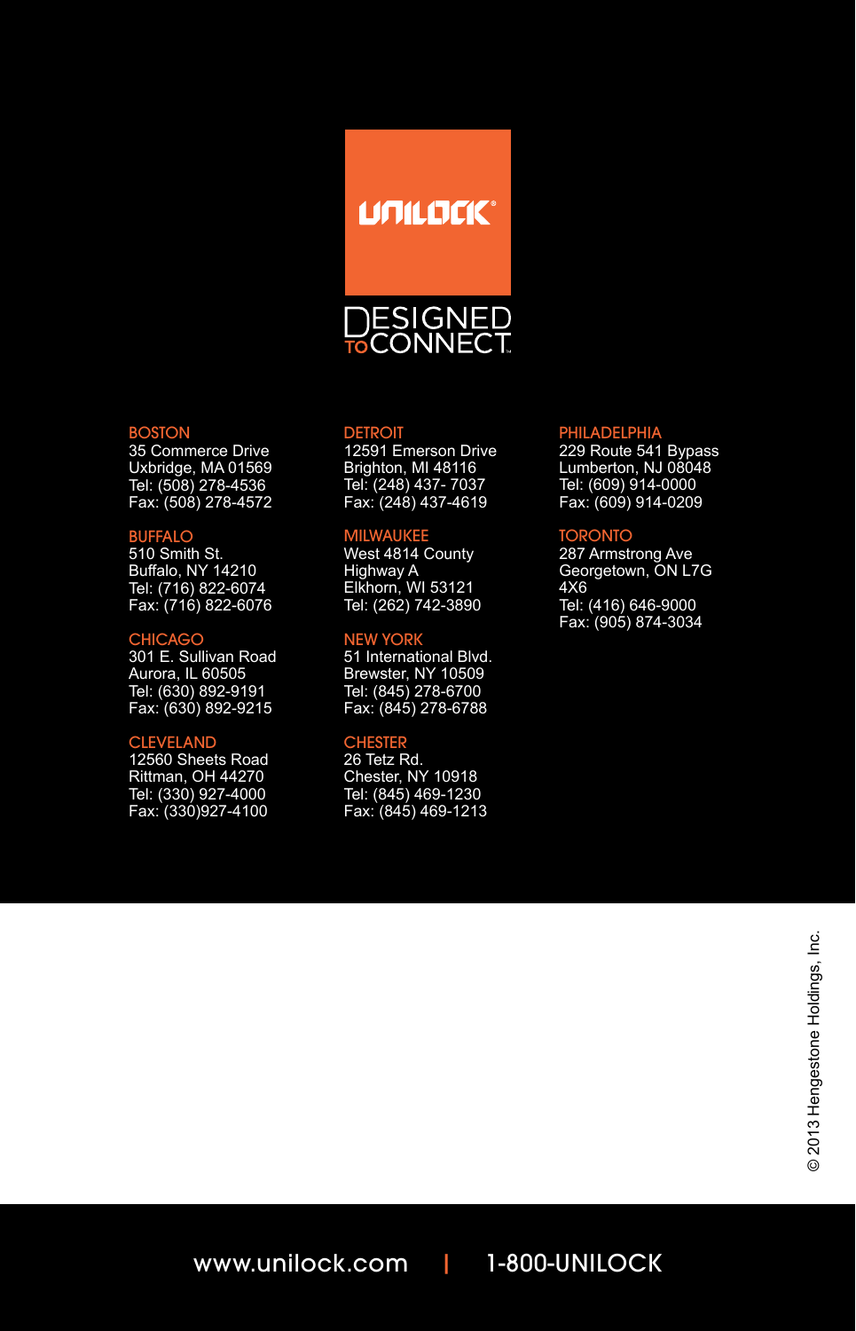UNILOCK®

DESIGNED TO CONNECT™

**BOSTON**
35 Commerce Drive
Uxbridge, MA 01569
Tel: (508) 278-4536
Fax: (508) 278-4572

**BUFFALO**
510 Smith St.
Buffalo, NY 14210
Tel: (716) 822-6074
Fax: (716) 822-6076

**CHICAGO**
301 E. Sullivan Road
Aurora, IL 60505
Tel: (630) 892-9191
Fax: (630) 892-9215

**CLEVELAND**
12560 Sheets Road
Rittman, OH 44270
Tel: (330) 927-4000
Fax: (330)927-4100

**DETROIT**
12591 Emerson Drive
Brighton, MI 48116
Tel: (248) 437- 7037
Fax: (248) 437-4619

**MILWAUKEE**
West 4814 County Highway A
Elkhorn, WI 53121
Tel: (262) 742-3890

**NEW YORK**
51 International Blvd.
Brewster, NY 10509
Tel: (845) 278-6700
Fax: (845) 278-6788

**CHESTER**
26 Tetz Rd.
Chester, NY 10918
Tel: (845) 469-1230
Fax: (845) 469-1213

**PHILADELPHIA**
229 Route 541 Bypass
Lumberton, NJ 08048
Tel: (609) 914-0000
Fax: (609) 914-0209

**TORONTO**
287 Armstrong Ave
Georgetown, ON L7G 4X6
Tel: (416) 646-9000
Fax: (905) 874-3034

© 2013 Hengestone Holdings, Inc.

www.unilock.com | 1-800-UNILOCK